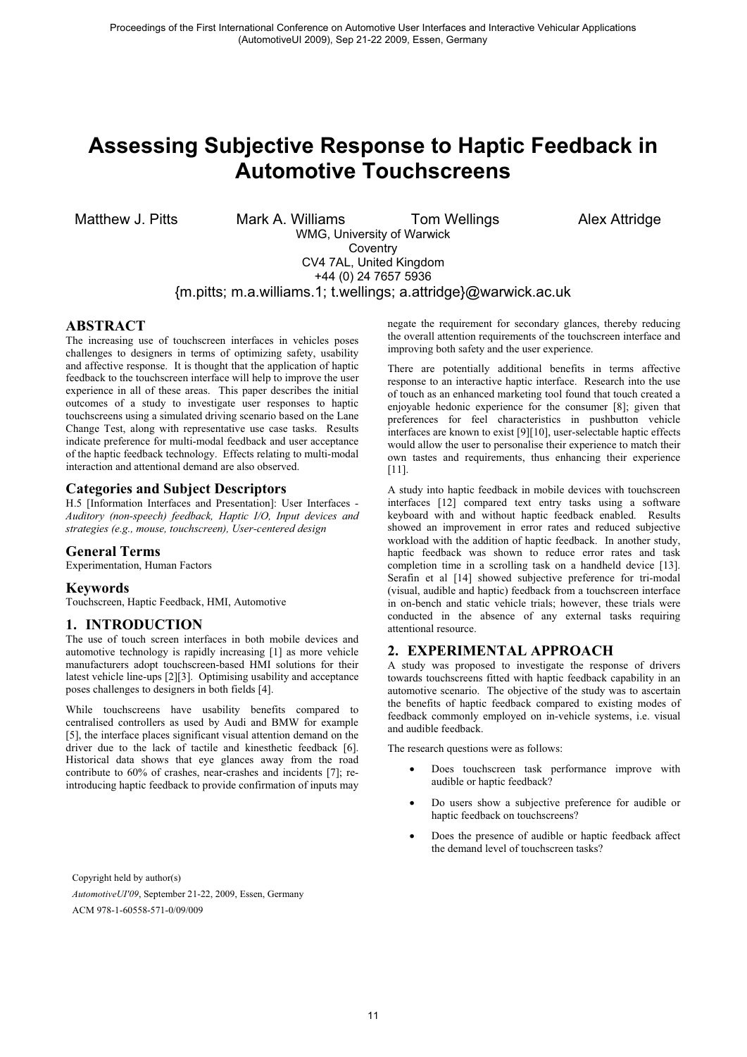Proceedings of the First International Conference on Automotive User Interfaces and Interactive Vehicular Applications (AutomotiveUI 2009), Sep 21-22 2009, Essen, Germany

# Assessing Subjective Response to Haptic Feedback in Automotive Touchscreens

Matthew J. Pitts, Mark A. Williams, Tom Wellings, Alex Attridge

WMG, University of Warwick
Coventry
CV4 7AL, United Kingdom
+44 (0) 24 7657 5936
{m.pitts; m.a.williams.1; t.wellings; a.attridge}@warwick.ac.uk

## ABSTRACT

The increasing use of touchscreen interfaces in vehicles poses challenges to designers in terms of optimizing safety, usability and affective response. It is thought that the application of haptic feedback to the touchscreen interface will help to improve the user experience in all of these areas. This paper describes the initial outcomes of a study to investigate user responses to haptic touchscreens using a simulated driving scenario based on the Lane Change Test, along with representative use case tasks. Results indicate preference for multi-modal feedback and user acceptance of the haptic feedback technology. Effects relating to multi-modal interaction and attentional demand are also observed.

## Categories and Subject Descriptors

H.5 [Information Interfaces and Presentation]: User Interfaces - *Auditory (non-speech) feedback, Haptic I/O, Input devices and strategies (e.g., mouse, touchscreen), User-centered design*

## General Terms

Experimentation, Human Factors

## Keywords

Touchscreen, Haptic Feedback, HMI, Automotive

## 1. INTRODUCTION

The use of touch screen interfaces in both mobile devices and automotive technology is rapidly increasing [1] as more vehicle manufacturers adopt touchscreen-based HMI solutions for their latest vehicle line-ups [2][3]. Optimising usability and acceptance poses challenges to designers in both fields [4].

While touchscreens have usability benefits compared to centralised controllers as used by Audi and BMW for example [5], the interface places significant visual attention demand on the driver due to the lack of tactile and kinesthetic feedback [6]. Historical data shows that eye glances away from the road contribute to 60% of crashes, near-crashes and incidents [7]; re-introducing haptic feedback to provide confirmation of inputs may negate the requirement for secondary glances, thereby reducing the overall attention requirements of the touchscreen interface and improving both safety and the user experience.

There are potentially additional benefits in terms affective response to an interactive haptic interface. Research into the use of touch as an enhanced marketing tool found that touch created a enjoyable hedonic experience for the consumer [8]; given that preferences for feel characteristics in pushbutton vehicle interfaces are known to exist [9][10], user-selectable haptic effects would allow the user to personalise their experience to match their own tastes and requirements, thus enhancing their experience [11].

A study into haptic feedback in mobile devices with touchscreen interfaces [12] compared text entry tasks using a software keyboard with and without haptic feedback enabled. Results showed an improvement in error rates and reduced subjective workload with the addition of haptic feedback. In another study, haptic feedback was shown to reduce error rates and task completion time in a scrolling task on a handheld device [13]. Serafin et al [14] showed subjective preference for tri-modal (visual, audible and haptic) feedback from a touchscreen interface in on-bench and static vehicle trials; however, these trials were conducted in the absence of any external tasks requiring attentional resource.

## 2. EXPERIMENTAL APPROACH

A study was proposed to investigate the response of drivers towards touchscreens fitted with haptic feedback capability in an automotive scenario. The objective of the study was to ascertain the benefits of haptic feedback compared to existing modes of feedback commonly employed on in-vehicle systems, i.e. visual and audible feedback.

The research questions were as follows:

- Does touchscreen task performance improve with audible or haptic feedback?
- Do users show a subjective preference for audible or haptic feedback on touchscreens?
- Does the presence of audible or haptic feedback affect the demand level of touchscreen tasks?

Copyright held by author(s)
*AutomotiveUI'09*, September 21-22, 2009, Essen, Germany
ACM 978-1-60558-571-0/09/009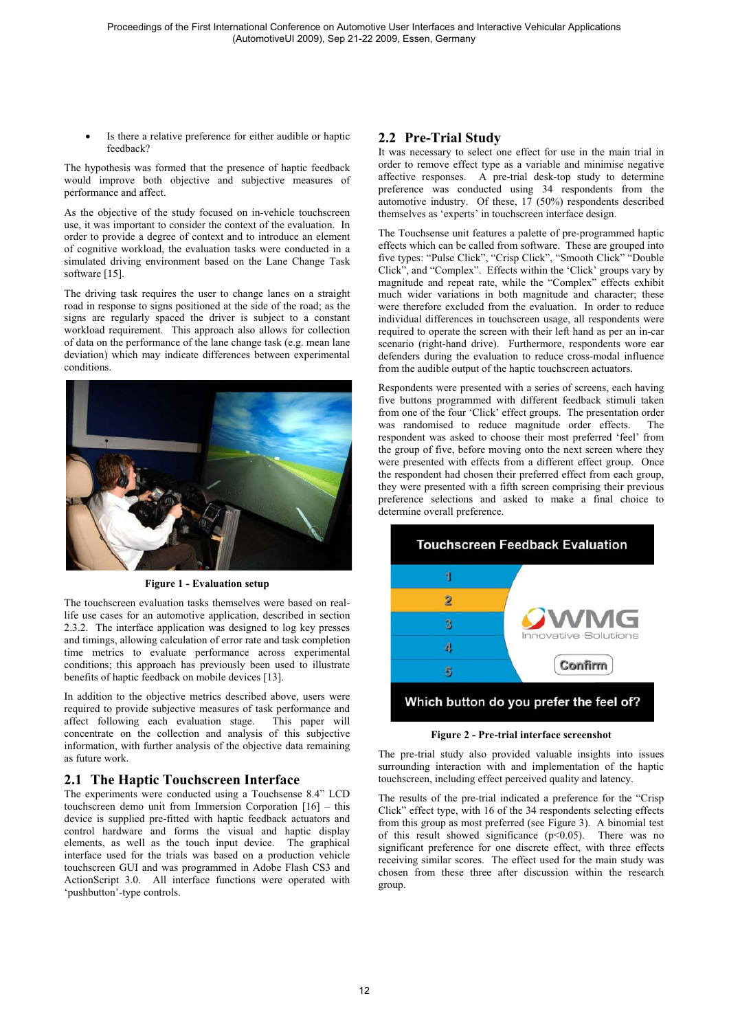- Is there a relative preference for either audible or haptic feedback?

The hypothesis was formed that the presence of haptic feedback would improve both objective and subjective measures of performance and affect.

As the objective of the study focused on in-vehicle touchscreen use, it was important to consider the context of the evaluation. In order to provide a degree of context and to introduce an element of cognitive workload, the evaluation tasks were conducted in a simulated driving environment based on the Lane Change Task software [15].

The driving task requires the user to change lanes on a straight road in response to signs positioned at the side of the road; as the signs are regularly spaced the driver is subject to a constant workload requirement. This approach also allows for collection of data on the performance of the lane change task (e.g. mean lane deviation) which may indicate differences between experimental conditions.

**Figure 1 - Evaluation setup**

The touchscreen evaluation tasks themselves were based on real-life use cases for an automotive application, described in section 2.3.2. The interface application was designed to log key presses and timings, allowing calculation of error rate and task completion time metrics to evaluate performance across experimental conditions; this approach has previously been used to illustrate benefits of haptic feedback on mobile devices [13].

In addition to the objective metrics described above, users were required to provide subjective measures of task performance and affect following each evaluation stage. This paper will concentrate on the collection and analysis of this subjective information, with further analysis of the objective data remaining as future work.

## 2.1 The Haptic Touchscreen Interface

The experiments were conducted using a Touchsense 8.4" LCD touchscreen demo unit from Immersion Corporation [16] – this device is supplied pre-fitted with haptic feedback actuators and control hardware and forms the visual and haptic display elements, as well as the touch input device. The graphical interface used for the trials was based on a production vehicle touchscreen GUI and was programmed in Adobe Flash CS3 and ActionScript 3.0. All interface functions were operated with 'pushbutton'-type controls.

## 2.2 Pre-Trial Study

It was necessary to select one effect for use in the main trial in order to remove effect type as a variable and minimise negative affective responses. A pre-trial desk-top study to determine preference was conducted using 34 respondents from the automotive industry. Of these, 17 (50%) respondents described themselves as 'experts' in touchscreen interface design.

The Touchsense unit features a palette of pre-programmed haptic effects which can be called from software. These are grouped into five types: "Pulse Click", "Crisp Click", "Smooth Click" "Double Click", and "Complex". Effects within the 'Click' groups vary by magnitude and repeat rate, while the "Complex" effects exhibit much wider variations in both magnitude and character; these were therefore excluded from the evaluation. In order to reduce individual differences in touchscreen usage, all respondents were required to operate the screen with their left hand as per an in-car scenario (right-hand drive). Furthermore, respondents wore ear defenders during the evaluation to reduce cross-modal influence from the audible output of the haptic touchscreen actuators.

Respondents were presented with a series of screens, each having five buttons programmed with different feedback stimuli taken from one of the four 'Click' effect groups. The presentation order was randomised to reduce magnitude order effects. The respondent was asked to choose their most preferred 'feel' from the group of five, before moving onto the next screen where they were presented with effects from a different effect group. Once the respondent had chosen their preferred effect from each group, they were presented with a fifth screen comprising their previous preference selections and asked to make a final choice to determine overall preference.

**Figure 2 - Pre-trial interface screenshot**

The pre-trial study also provided valuable insights into issues surrounding interaction with and implementation of the haptic touchscreen, including effect perceived quality and latency.

The results of the pre-trial indicated a preference for the "Crisp Click" effect type, with 16 of the 34 respondents selecting effects from this group as most preferred (see Figure 3). A binomial test of this result showed significance ($p<0.05$). There was no significant preference for one discrete effect, with three effects receiving similar scores. The effect used for the main study was chosen from these three after discussion within the research group.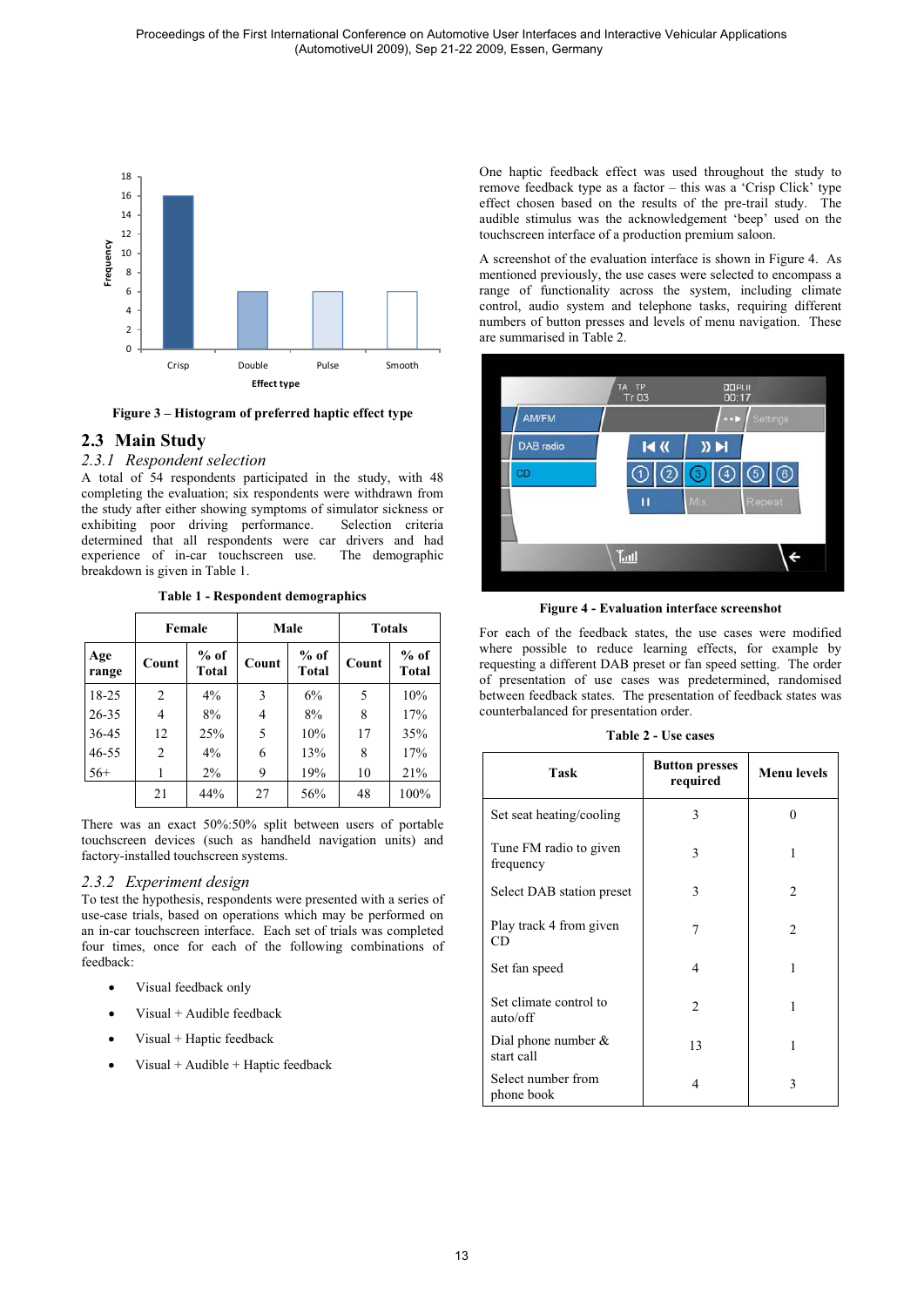Figure 3 – Histogram of preferred haptic effect type

## 2.3 Main Study

### *2.3.1 Respondent selection*

A total of 54 respondents participated in the study, with 48 completing the evaluation; six respondents were withdrawn from the study after either showing symptoms of simulator sickness or exhibiting poor driving performance. Selection criteria determined that all respondents were car drivers and had experience of in-car touchscreen use. The demographic breakdown is given in Table 1.

**Table 1 - Respondent demographics**

| | Female | | Male | | Totals | |
|---|---|---|---|---|---|---|
| **Age range** | **Count** | **% of Total** | **Count** | **% of Total** | **Count** | **% of Total** |
| 18-25 | 2 | 4% | 3 | 6% | 5 | 10% |
| 26-35 | 4 | 8% | 4 | 8% | 8 | 17% |
| 36-45 | 12 | 25% | 5 | 10% | 17 | 35% |
| 46-55 | 2 | 4% | 6 | 13% | 8 | 17% |
| 56+ | 1 | 2% | 9 | 19% | 10 | 21% |
| | 21 | 44% | 27 | 56% | 48 | 100% |

There was an exact 50%:50% split between users of portable touchscreen devices (such as handheld navigation units) and factory-installed touchscreen systems.

### *2.3.2 Experiment design*

To test the hypothesis, respondents were presented with a series of use-case trials, based on operations which may be performed on an in-car touchscreen interface. Each set of trials was completed four times, once for each of the following combinations of feedback:

- Visual feedback only
- Visual + Audible feedback
- Visual + Haptic feedback
- Visual + Audible + Haptic feedback

One haptic feedback effect was used throughout the study to remove feedback type as a factor – this was a 'Crisp Click' type effect chosen based on the results of the pre-trail study. The audible stimulus was the acknowledgement 'beep' used on the touchscreen interface of a production premium saloon.

A screenshot of the evaluation interface is shown in Figure 4. As mentioned previously, the use cases were selected to encompass a range of functionality across the system, including climate control, audio system and telephone tasks, requiring different numbers of button presses and levels of menu navigation. These are summarised in Table 2.

Figure 4 - Evaluation interface screenshot

For each of the feedback states, the use cases were modified where possible to reduce learning effects, for example by requesting a different DAB preset or fan speed setting. The order of presentation of use cases was predetermined, randomised between feedback states. The presentation of feedback states was counterbalanced for presentation order.

**Table 2 - Use cases**

| Task | Button presses required | Menu levels |
|---|---|---|
| Set seat heating/cooling | 3 | 0 |
| Tune FM radio to given frequency | 3 | 1 |
| Select DAB station preset | 3 | 2 |
| Play track 4 from given CD | 7 | 2 |
| Set fan speed | 4 | 1 |
| Set climate control to auto/off | 2 | 1 |
| Dial phone number & start call | 13 | 1 |
| Select number from phone book | 4 | 3 |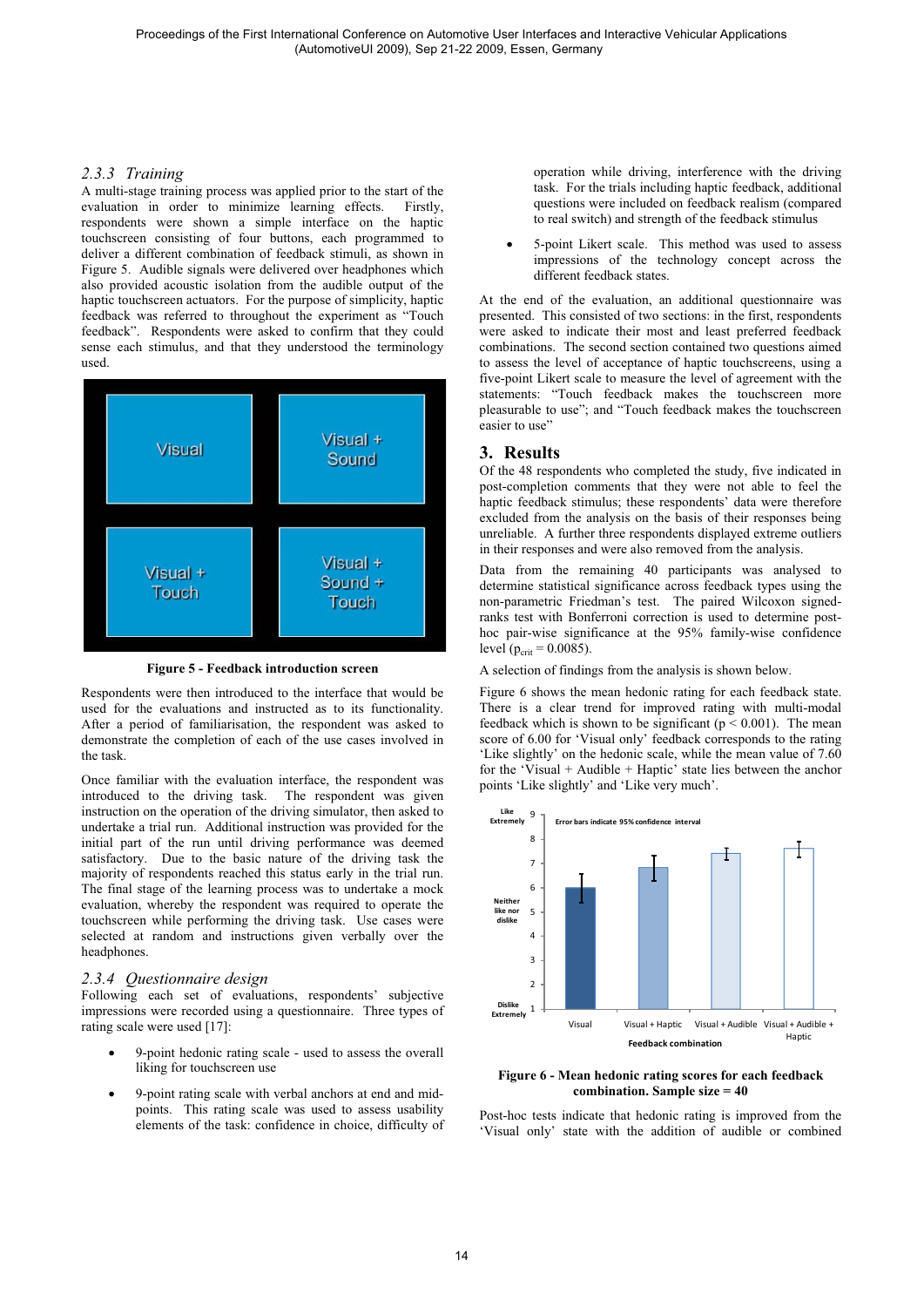### 2.3.3 Training

A multi-stage training process was applied prior to the start of the evaluation in order to minimize learning effects. Firstly, respondents were shown a simple interface on the haptic touchscreen consisting of four buttons, each programmed to deliver a different combination of feedback stimuli, as shown in Figure 5. Audible signals were delivered over headphones which also provided acoustic isolation from the audible output of the haptic touchscreen actuators. For the purpose of simplicity, haptic feedback was referred to throughout the experiment as "Touch feedback". Respondents were asked to confirm that they could sense each stimulus, and that they understood the terminology used.

**Figure 5 - Feedback introduction screen**

Respondents were then introduced to the interface that would be used for the evaluations and instructed as to its functionality. After a period of familiarisation, the respondent was asked to demonstrate the completion of each of the use cases involved in the task.

Once familiar with the evaluation interface, the respondent was introduced to the driving task. The respondent was given instruction on the operation of the driving simulator, then asked to undertake a trial run. Additional instruction was provided for the initial part of the run until driving performance was deemed satisfactory. Due to the basic nature of the driving task the majority of respondents reached this status early in the trial run. The final stage of the learning process was to undertake a mock evaluation, whereby the respondent was required to operate the touchscreen while performing the driving task. Use cases were selected at random and instructions given verbally over the headphones.

### 2.3.4 Questionnaire design

Following each set of evaluations, respondents' subjective impressions were recorded using a questionnaire. Three types of rating scale were used [17]:

- 9-point hedonic rating scale - used to assess the overall liking for touchscreen use
- 9-point rating scale with verbal anchors at end and mid-points. This rating scale was used to assess usability elements of the task: confidence in choice, difficulty of operation while driving, interference with the driving task. For the trials including haptic feedback, additional questions were included on feedback realism (compared to real switch) and strength of the feedback stimulus
- 5-point Likert scale. This method was used to assess impressions of the technology concept across the different feedback states.

At the end of the evaluation, an additional questionnaire was presented. This consisted of two sections: in the first, respondents were asked to indicate their most and least preferred feedback combinations. The second section contained two questions aimed to assess the level of acceptance of haptic touchscreens, using a five-point Likert scale to measure the level of agreement with the statements: "Touch feedback makes the touchscreen more pleasurable to use"; and "Touch feedback makes the touchscreen easier to use"

## 3. Results

Of the 48 respondents who completed the study, five indicated in post-completion comments that they were not able to feel the haptic feedback stimulus; these respondents' data were therefore excluded from the analysis on the basis of their responses being unreliable. A further three respondents displayed extreme outliers in their responses and were also removed from the analysis.

Data from the remaining 40 participants was analysed to determine statistical significance across feedback types using the non-parametric Friedman's test. The paired Wilcoxon signed-ranks test with Bonferroni correction is used to determine post-hoc pair-wise significance at the 95% family-wise confidence level ($p_{crit} = 0.0085$).

A selection of findings from the analysis is shown below.

Figure 6 shows the mean hedonic rating for each feedback state. There is a clear trend for improved rating with multi-modal feedback which is shown to be significant ($p < 0.001$). The mean score of 6.00 for 'Visual only' feedback corresponds to the rating 'Like slightly' on the hedonic scale, while the mean value of 7.60 for the 'Visual + Audible + Haptic' state lies between the anchor points 'Like slightly' and 'Like very much'.

**Figure 6 - Mean hedonic rating scores for each feedback combination. Sample size = 40**

Post-hoc tests indicate that hedonic rating is improved from the 'Visual only' state with the addition of audible or combined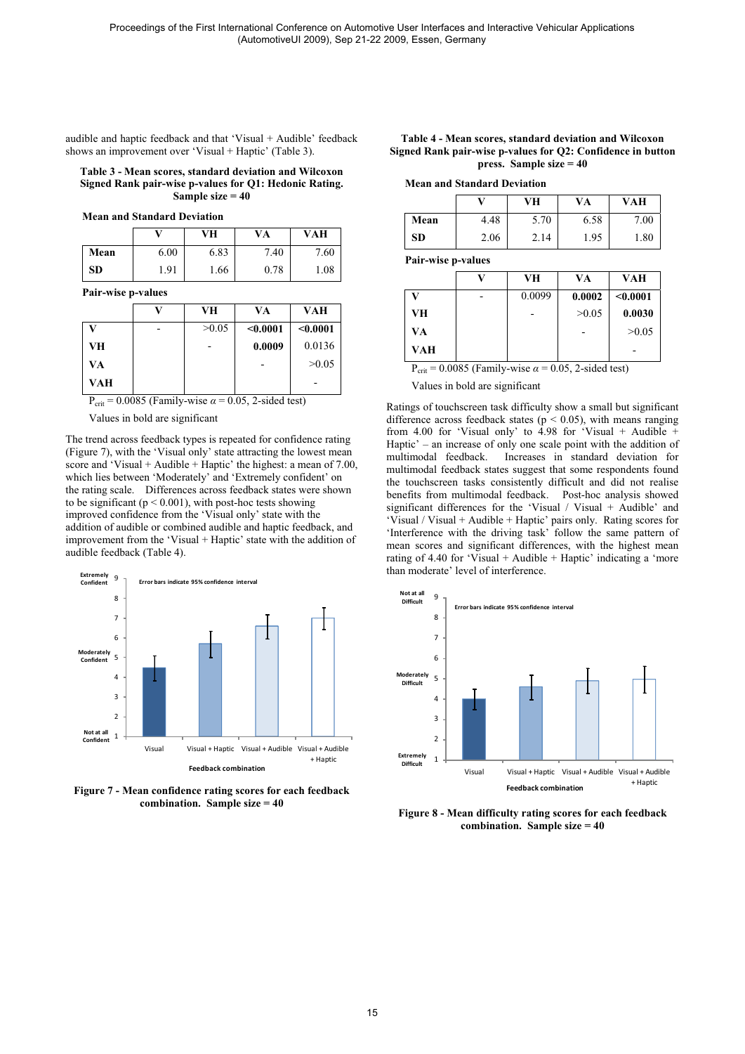audible and haptic feedback and that 'Visual + Audible' feedback shows an improvement over 'Visual + Haptic' (Table 3).

**Table 3 - Mean scores, standard deviation and Wilcoxon Signed Rank pair-wise p-values for Q1: Hedonic Rating. Sample size = 40**

**Mean and Standard Deviation**

| | V | VH | VA | VAH |
|---|---|---|---|---|
| **Mean** | 6.00 | 6.83 | 7.40 | 7.60 |
| **SD** | 1.91 | 1.66 | 0.78 | 1.08 |

**Pair-wise p-values**

| | V | VH | VA | VAH |
|---|---|---|---|---|
| **V** | - | >0.05 | **<0.0001** | **<0.0001** |
| **VH** | | - | **0.0009** | 0.0136 |
| **VA** | | | - | >0.05 |
| **VAH** | | | | - |

$P_{crit}$ = 0.0085 (Family-wise $\alpha$ = 0.05, 2-sided test)

Values in bold are significant

The trend across feedback types is repeated for confidence rating (Figure 7), with the 'Visual only' state attracting the lowest mean score and 'Visual + Audible + Haptic' the highest: a mean of 7.00, which lies between 'Moderately' and 'Extremely confident' on the rating scale. Differences across feedback states were shown to be significant ($p < 0.001$), with post-hoc tests showing improved confidence from the 'Visual only' state with the addition of audible or combined audible and haptic feedback, and improvement from the 'Visual + Haptic' state with the addition of audible feedback (Table 4).

**Figure 7 - Mean confidence rating scores for each feedback combination. Sample size = 40**

**Table 4 - Mean scores, standard deviation and Wilcoxon Signed Rank pair-wise p-values for Q2: Confidence in button press. Sample size = 40**

**Mean and Standard Deviation**

| | V | VH | VA | VAH |
|---|---|---|---|---|
| **Mean** | 4.48 | 5.70 | 6.58 | 7.00 |
| **SD** | 2.06 | 2.14 | 1.95 | 1.80 |

**Pair-wise p-values**

| | V | VH | VA | VAH |
|---|---|---|---|---|
| **V** | - | 0.0099 | **0.0002** | **<0.0001** |
| **VH** | | - | >0.05 | **0.0030** |
| **VA** | | | - | >0.05 |
| **VAH** | | | | - |

$P_{crit}$ = 0.0085 (Family-wise $\alpha$ = 0.05, 2-sided test)

Values in bold are significant

Ratings of touchscreen task difficulty show a small but significant difference across feedback states ($p < 0.05$), with means ranging from 4.00 for 'Visual only' to 4.98 for 'Visual + Audible + Haptic' – an increase of only one scale point with the addition of multimodal feedback. Increases in standard deviation for multimodal feedback states suggest that some respondents found the touchscreen tasks consistently difficult and did not realise benefits from multimodal feedback. Post-hoc analysis showed significant differences for the 'Visual / Visual + Audible' and 'Visual / Visual + Audible + Haptic' pairs only. Rating scores for 'Interference with the driving task' follow the same pattern of mean scores and significant differences, with the highest mean rating of 4.40 for 'Visual + Audible + Haptic' indicating a 'more than moderate' level of interference.

**Figure 8 - Mean difficulty rating scores for each feedback combination. Sample size = 40**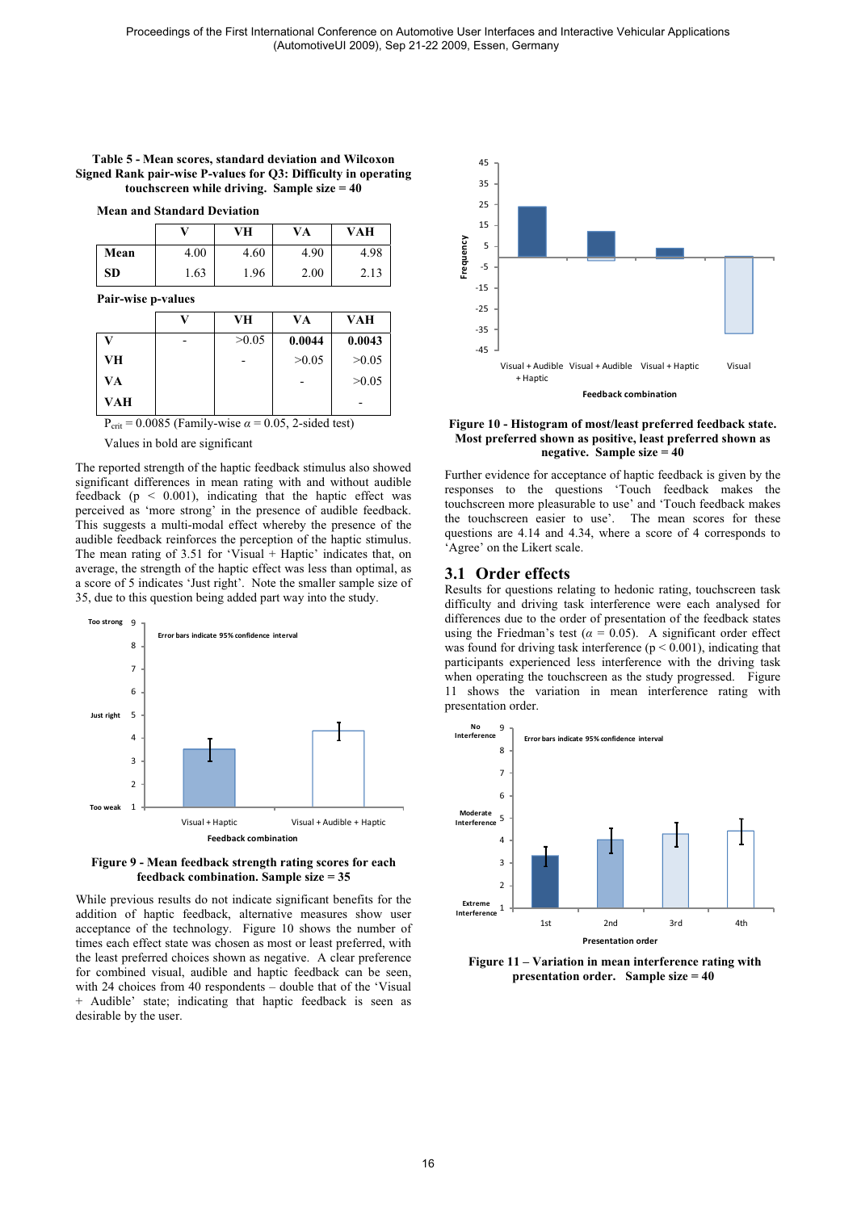**Table 5 - Mean scores, standard deviation and Wilcoxon Signed Rank pair-wise P-values for Q3: Difficulty in operating touchscreen while driving. Sample size = 40**

**Mean and Standard Deviation**

| | V | VH | VA | VAH |
|---|---|---|---|---|
| **Mean** | 4.00 | 4.60 | 4.90 | 4.98 |
| **SD** | 1.63 | 1.96 | 2.00 | 2.13 |

**Pair-wise p-values**

| | V | VH | VA | VAH |
|---|---|---|---|---|
| **V** | - | >0.05 | **0.0044** | **0.0043** |
| **VH** | | - | >0.05 | >0.05 |
| **VA** | | | - | >0.05 |
| **VAH** | | | | - |

$P_{crit}$ = 0.0085 (Family-wise $\alpha$ = 0.05, 2-sided test)

Values in bold are significant

The reported strength of the haptic feedback stimulus also showed significant differences in mean rating with and without audible feedback ($p < 0.001$), indicating that the haptic effect was perceived as 'more strong' in the presence of audible feedback. This suggests a multi-modal effect whereby the presence of the audible feedback reinforces the perception of the haptic stimulus. The mean rating of 3.51 for 'Visual + Haptic' indicates that, on average, the strength of the haptic effect was less than optimal, as a score of 5 indicates 'Just right'. Note the smaller sample size of 35, due to this question being added part way into the study.

**Figure 9 - Mean feedback strength rating scores for each feedback combination. Sample size = 35**

While previous results do not indicate significant benefits for the addition of haptic feedback, alternative measures show user acceptance of the technology. Figure 10 shows the number of times each effect state was chosen as most or least preferred, with the least preferred choices shown as negative. A clear preference for combined visual, audible and haptic feedback can be seen, with 24 choices from 40 respondents – double that of the 'Visual + Audible' state; indicating that haptic feedback is seen as desirable by the user.

**Figure 10 - Histogram of most/least preferred feedback state. Most preferred shown as positive, least preferred shown as negative. Sample size = 40**

Further evidence for acceptance of haptic feedback is given by the responses to the questions 'Touch feedback makes the touchscreen more pleasurable to use' and 'Touch feedback makes the touchscreen easier to use'. The mean scores for these questions are 4.14 and 4.34, where a score of 4 corresponds to 'Agree' on the Likert scale.

## 3.1 Order effects

Results for questions relating to hedonic rating, touchscreen task difficulty and driving task interference were each analysed for differences due to the order of presentation of the feedback states using the Friedman's test ($\alpha$ = 0.05). A significant order effect was found for driving task interference ($p < 0.001$), indicating that participants experienced less interference with the driving task when operating the touchscreen as the study progressed. Figure 11 shows the variation in mean interference rating with presentation order.

**Figure 11 – Variation in mean interference rating with presentation order. Sample size = 40**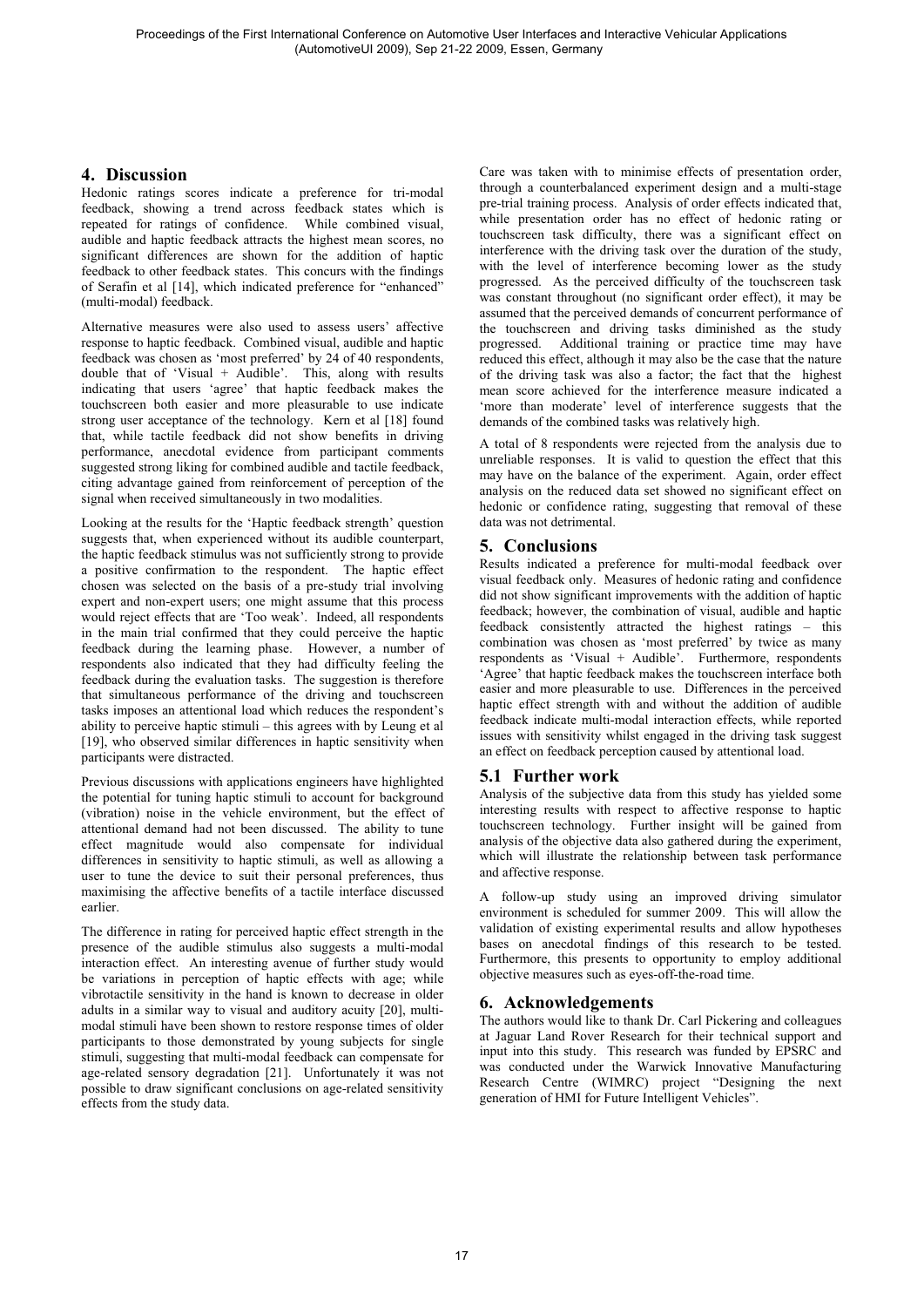## 4. Discussion

Hedonic ratings scores indicate a preference for tri-modal feedback, showing a trend across feedback states which is repeated for ratings of confidence. While combined visual, audible and haptic feedback attracts the highest mean scores, no significant differences are shown for the addition of haptic feedback to other feedback states. This concurs with the findings of Serafin et al [14], which indicated preference for "enhanced" (multi-modal) feedback.

Alternative measures were also used to assess users' affective response to haptic feedback. Combined visual, audible and haptic feedback was chosen as 'most preferred' by 24 of 40 respondents, double that of 'Visual + Audible'. This, along with results indicating that users 'agree' that haptic feedback makes the touchscreen both easier and more pleasurable to use indicate strong user acceptance of the technology. Kern et al [18] found that, while tactile feedback did not show benefits in driving performance, anecdotal evidence from participant comments suggested strong liking for combined audible and tactile feedback, citing advantage gained from reinforcement of perception of the signal when received simultaneously in two modalities.

Looking at the results for the 'Haptic feedback strength' question suggests that, when experienced without its audible counterpart, the haptic feedback stimulus was not sufficiently strong to provide a positive confirmation to the respondent. The haptic effect chosen was selected on the basis of a pre-study trial involving expert and non-expert users; one might assume that this process would reject effects that are 'Too weak'. Indeed, all respondents in the main trial confirmed that they could perceive the haptic feedback during the learning phase. However, a number of respondents also indicated that they had difficulty feeling the feedback during the evaluation tasks. The suggestion is therefore that simultaneous performance of the driving and touchscreen tasks imposes an attentional load which reduces the respondent's ability to perceive haptic stimuli – this agrees with by Leung et al [19], who observed similar differences in haptic sensitivity when participants were distracted.

Previous discussions with applications engineers have highlighted the potential for tuning haptic stimuli to account for background (vibration) noise in the vehicle environment, but the effect of attentional demand had not been discussed. The ability to tune effect magnitude would also compensate for individual differences in sensitivity to haptic stimuli, as well as allowing a user to tune the device to suit their personal preferences, thus maximising the affective benefits of a tactile interface discussed earlier.

The difference in rating for perceived haptic effect strength in the presence of the audible stimulus also suggests a multi-modal interaction effect. An interesting avenue of further study would be variations in perception of haptic effects with age; while vibrotactile sensitivity in the hand is known to decrease in older adults in a similar way to visual and auditory acuity [20], multi-modal stimuli have been shown to restore response times of older participants to those demonstrated by young subjects for single stimuli, suggesting that multi-modal feedback can compensate for age-related sensory degradation [21]. Unfortunately it was not possible to draw significant conclusions on age-related sensitivity effects from the study data.

Care was taken with to minimise effects of presentation order, through a counterbalanced experiment design and a multi-stage pre-trial training process. Analysis of order effects indicated that, while presentation order has no effect of hedonic rating or touchscreen task difficulty, there was a significant effect on interference with the driving task over the duration of the study, with the level of interference becoming lower as the study progressed. As the perceived difficulty of the touchscreen task was constant throughout (no significant order effect), it may be assumed that the perceived demands of concurrent performance of the touchscreen and driving tasks diminished as the study progressed. Additional training or practice time may have reduced this effect, although it may also be the case that the nature of the driving task was also a factor; the fact that the highest mean score achieved for the interference measure indicated a 'more than moderate' level of interference suggests that the demands of the combined tasks was relatively high.

A total of 8 respondents were rejected from the analysis due to unreliable responses. It is valid to question the effect that this may have on the balance of the experiment. Again, order effect analysis on the reduced data set showed no significant effect on hedonic or confidence rating, suggesting that removal of these data was not detrimental.

## 5. Conclusions

Results indicated a preference for multi-modal feedback over visual feedback only. Measures of hedonic rating and confidence did not show significant improvements with the addition of haptic feedback; however, the combination of visual, audible and haptic feedback consistently attracted the highest ratings – this combination was chosen as 'most preferred' by twice as many respondents as 'Visual + Audible'. Furthermore, respondents 'Agree' that haptic feedback makes the touchscreen interface both easier and more pleasurable to use. Differences in the perceived haptic effect strength with and without the addition of audible feedback indicate multi-modal interaction effects, while reported issues with sensitivity whilst engaged in the driving task suggest an effect on feedback perception caused by attentional load.

### 5.1 Further work

Analysis of the subjective data from this study has yielded some interesting results with respect to affective response to haptic touchscreen technology. Further insight will be gained from analysis of the objective data also gathered during the experiment, which will illustrate the relationship between task performance and affective response.

A follow-up study using an improved driving simulator environment is scheduled for summer 2009. This will allow the validation of existing experimental results and allow hypotheses bases on anecdotal findings of this research to be tested. Furthermore, this presents to opportunity to employ additional objective measures such as eyes-off-the-road time.

## 6. Acknowledgements

The authors would like to thank Dr. Carl Pickering and colleagues at Jaguar Land Rover Research for their technical support and input into this study. This research was funded by EPSRC and was conducted under the Warwick Innovative Manufacturing Research Centre (WIMRC) project "Designing the next generation of HMI for Future Intelligent Vehicles".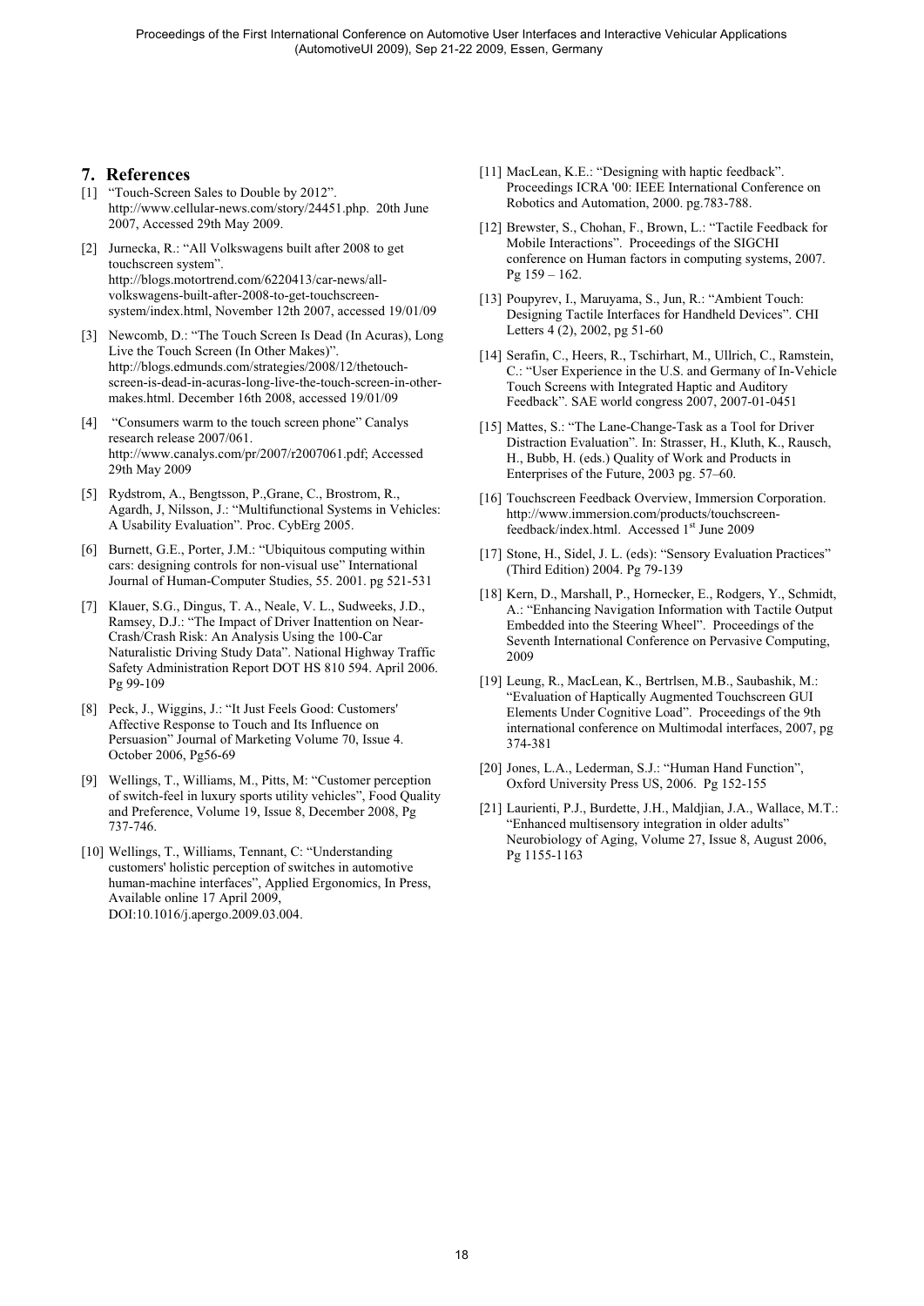## 7. References

[1] "Touch-Screen Sales to Double by 2012". http://www.cellular-news.com/story/24451.php. 20th June 2007, Accessed 29th May 2009.

[2] Jurnecka, R.: "All Volkswagens built after 2008 to get touchscreen system". http://blogs.motortrend.com/6220413/car-news/all-volkswagens-built-after-2008-to-get-touchscreen-system/index.html, November 12th 2007, accessed 19/01/09

[3] Newcomb, D.: "The Touch Screen Is Dead (In Acuras), Long Live the Touch Screen (In Other Makes)". http://blogs.edmunds.com/strategies/2008/12/thetouch-screen-is-dead-in-acuras-long-live-the-touch-screen-in-other-makes.html. December 16th 2008, accessed 19/01/09

[4] "Consumers warm to the touch screen phone" Canalys research release 2007/061. http://www.canalys.com/pr/2007/r2007061.pdf; Accessed 29th May 2009

[5] Rydstrom, A., Bengtsson, P.,Grane, C., Brostrom, R., Agardh, J, Nilsson, J.: "Multifunctional Systems in Vehicles: A Usability Evaluation". Proc. CybErg 2005.

[6] Burnett, G.E., Porter, J.M.: "Ubiquitous computing within cars: designing controls for non-visual use" International Journal of Human-Computer Studies, 55. 2001. pg 521-531

[7] Klauer, S.G., Dingus, T. A., Neale, V. L., Sudweeks, J.D., Ramsey, D.J.: "The Impact of Driver Inattention on Near-Crash/Crash Risk: An Analysis Using the 100-Car Naturalistic Driving Study Data". National Highway Traffic Safety Administration Report DOT HS 810 594. April 2006. Pg 99-109

[8] Peck, J., Wiggins, J.: "It Just Feels Good: Customers' Affective Response to Touch and Its Influence on Persuasion" Journal of Marketing Volume 70, Issue 4. October 2006, Pg56-69

[9] Wellings, T., Williams, M., Pitts, M: "Customer perception of switch-feel in luxury sports utility vehicles", Food Quality and Preference, Volume 19, Issue 8, December 2008, Pg 737-746.

[10] Wellings, T., Williams, Tennant, C: "Understanding customers' holistic perception of switches in automotive human-machine interfaces", Applied Ergonomics, In Press, Available online 17 April 2009, DOI:10.1016/j.apergo.2009.03.004.

[11] MacLean, K.E.: "Designing with haptic feedback". Proceedings ICRA '00: IEEE International Conference on Robotics and Automation, 2000. pg.783-788.

[12] Brewster, S., Chohan, F., Brown, L.: "Tactile Feedback for Mobile Interactions". Proceedings of the SIGCHI conference on Human factors in computing systems, 2007. Pg 159 – 162.

[13] Poupyrev, I., Maruyama, S., Jun, R.: "Ambient Touch: Designing Tactile Interfaces for Handheld Devices". CHI Letters 4 (2), 2002, pg 51-60

[14] Serafin, C., Heers, R., Tschirhart, M., Ullrich, C., Ramstein, C.: "User Experience in the U.S. and Germany of In-Vehicle Touch Screens with Integrated Haptic and Auditory Feedback". SAE world congress 2007, 2007-01-0451

[15] Mattes, S.: "The Lane-Change-Task as a Tool for Driver Distraction Evaluation". In: Strasser, H., Kluth, K., Rausch, H., Bubb, H. (eds.) Quality of Work and Products in Enterprises of the Future, 2003 pg. 57–60.

[16] Touchscreen Feedback Overview, Immersion Corporation. http://www.immersion.com/products/touchscreen-feedback/index.html. Accessed 1st June 2009

[17] Stone, H., Sidel, J. L. (eds): "Sensory Evaluation Practices" (Third Edition) 2004. Pg 79-139

[18] Kern, D., Marshall, P., Hornecker, E., Rodgers, Y., Schmidt, A.: "Enhancing Navigation Information with Tactile Output Embedded into the Steering Wheel". Proceedings of the Seventh International Conference on Pervasive Computing, 2009

[19] Leung, R., MacLean, K., Bertrlsen, M.B., Saubashik, M.: "Evaluation of Haptically Augmented Touchscreen GUI Elements Under Cognitive Load". Proceedings of the 9th international conference on Multimodal interfaces, 2007, pg 374-381

[20] Jones, L.A., Lederman, S.J.: "Human Hand Function", Oxford University Press US, 2006. Pg 152-155

[21] Laurienti, P.J., Burdette, J.H., Maldjian, J.A., Wallace, M.T.: "Enhanced multisensory integration in older adults" Neurobiology of Aging, Volume 27, Issue 8, August 2006, Pg 1155-1163